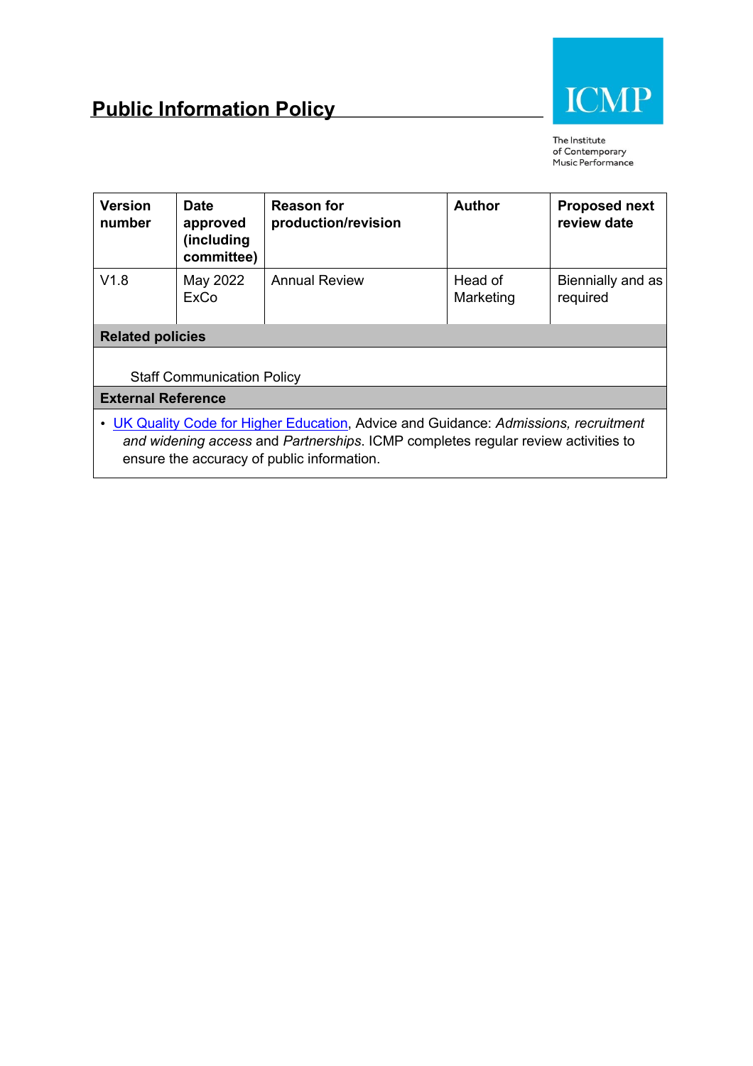# Public Information Policy

ICMP

The Institute of Contemporary Music Performance

| Version number | Date approved (including committee) | Reason for production/revision | Author | Proposed next review date |
| --- | --- | --- | --- | --- |
| V1.8 | May 2022 ExCo | Annual Review | Head of Marketing | Biennially and as required |
| **Related policies** | | | | |
| Staff Communication Policy | | | | |
| **External Reference** | | | | |
| • UK Quality Code for Higher Education, Advice and Guidance: *Admissions, recruitment and widening access* and *Partnerships*. ICMP completes regular review activities to ensure the accuracy of public information. | | | | |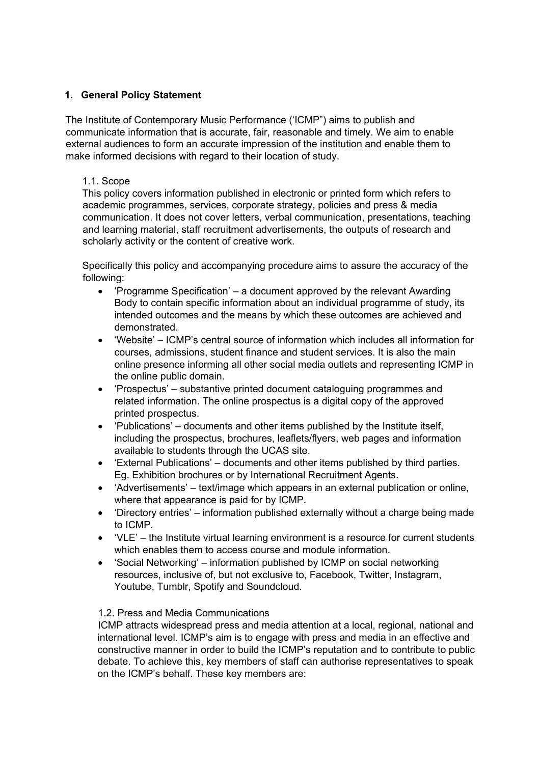## 1. General Policy Statement

The Institute of Contemporary Music Performance ('ICMP") aims to publish and communicate information that is accurate, fair, reasonable and timely. We aim to enable external audiences to form an accurate impression of the institution and enable them to make informed decisions with regard to their location of study.

### 1.1. Scope

This policy covers information published in electronic or printed form which refers to academic programmes, services, corporate strategy, policies and press & media communication. It does not cover letters, verbal communication, presentations, teaching and learning material, staff recruitment advertisements, the outputs of research and scholarly activity or the content of creative work.

Specifically this policy and accompanying procedure aims to assure the accuracy of the following:

- 'Programme Specification' – a document approved by the relevant Awarding Body to contain specific information about an individual programme of study, its intended outcomes and the means by which these outcomes are achieved and demonstrated.
- 'Website' – ICMP's central source of information which includes all information for courses, admissions, student finance and student services. It is also the main online presence informing all other social media outlets and representing ICMP in the online public domain.
- 'Prospectus' – substantive printed document cataloguing programmes and related information. The online prospectus is a digital copy of the approved printed prospectus.
- 'Publications' – documents and other items published by the Institute itself, including the prospectus, brochures, leaflets/flyers, web pages and information available to students through the UCAS site.
- 'External Publications' – documents and other items published by third parties. Eg. Exhibition brochures or by International Recruitment Agents.
- 'Advertisements' – text/image which appears in an external publication or online, where that appearance is paid for by ICMP.
- 'Directory entries' – information published externally without a charge being made to ICMP.
- 'VLE' – the Institute virtual learning environment is a resource for current students which enables them to access course and module information.
- 'Social Networking' – information published by ICMP on social networking resources, inclusive of, but not exclusive to, Facebook, Twitter, Instagram, Youtube, Tumblr, Spotify and Soundcloud.

### 1.2. Press and Media Communications

ICMP attracts widespread press and media attention at a local, regional, national and international level. ICMP's aim is to engage with press and media in an effective and constructive manner in order to build the ICMP's reputation and to contribute to public debate. To achieve this, key members of staff can authorise representatives to speak on the ICMP's behalf. These key members are: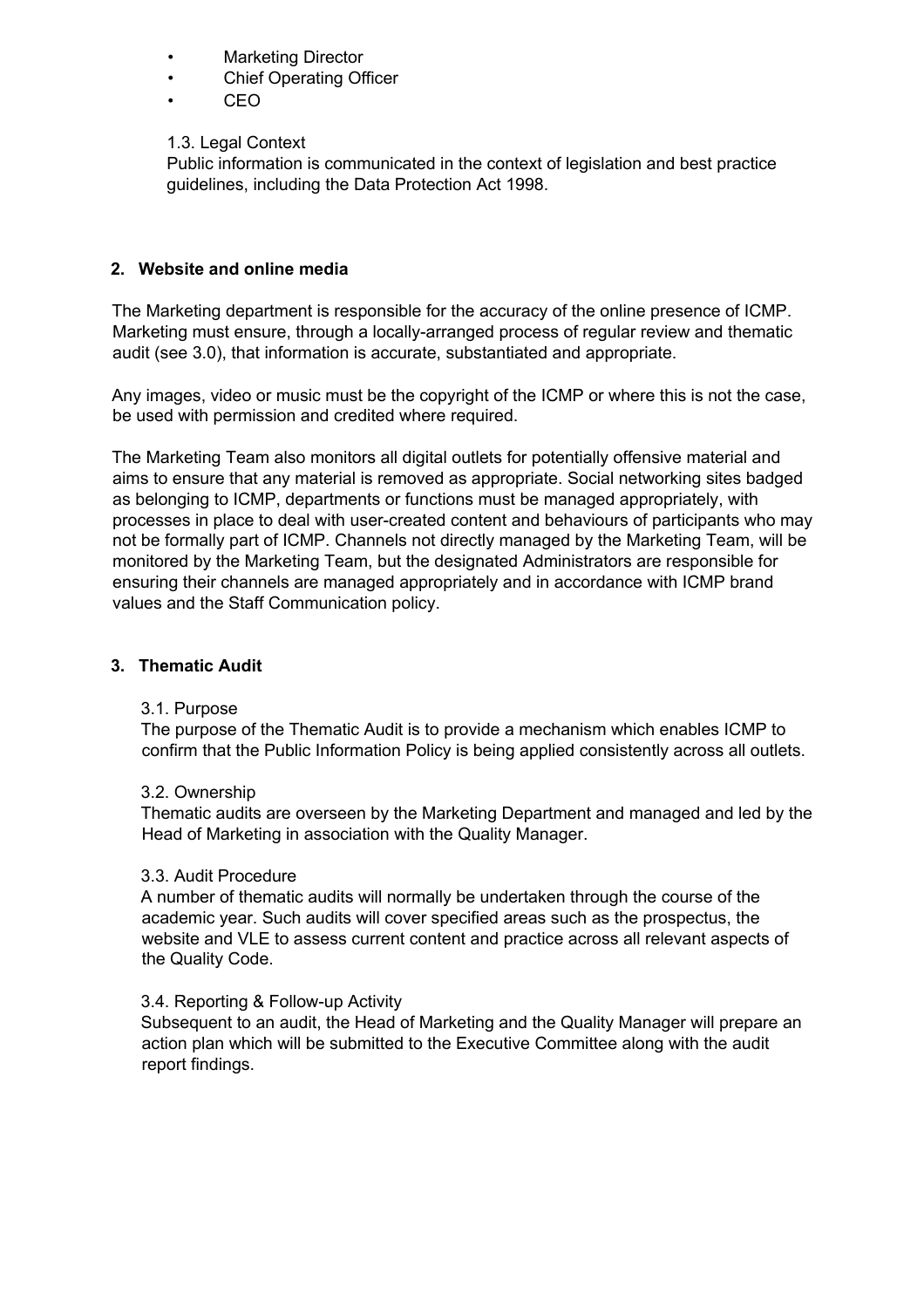- Marketing Director
- Chief Operating Officer
- CEO

### 1.3. Legal Context

Public information is communicated in the context of legislation and best practice guidelines, including the Data Protection Act 1998.

## 2. Website and online media

The Marketing department is responsible for the accuracy of the online presence of ICMP. Marketing must ensure, through a locally-arranged process of regular review and thematic audit (see 3.0), that information is accurate, substantiated and appropriate.

Any images, video or music must be the copyright of the ICMP or where this is not the case, be used with permission and credited where required.

The Marketing Team also monitors all digital outlets for potentially offensive material and aims to ensure that any material is removed as appropriate. Social networking sites badged as belonging to ICMP, departments or functions must be managed appropriately, with processes in place to deal with user-created content and behaviours of participants who may not be formally part of ICMP. Channels not directly managed by the Marketing Team, will be monitored by the Marketing Team, but the designated Administrators are responsible for ensuring their channels are managed appropriately and in accordance with ICMP brand values and the Staff Communication policy.

## 3. Thematic Audit

### 3.1. Purpose

The purpose of the Thematic Audit is to provide a mechanism which enables ICMP to confirm that the Public Information Policy is being applied consistently across all outlets.

### 3.2. Ownership

Thematic audits are overseen by the Marketing Department and managed and led by the Head of Marketing in association with the Quality Manager.

### 3.3. Audit Procedure

A number of thematic audits will normally be undertaken through the course of the academic year. Such audits will cover specified areas such as the prospectus, the website and VLE to assess current content and practice across all relevant aspects of the Quality Code.

### 3.4. Reporting & Follow-up Activity

Subsequent to an audit, the Head of Marketing and the Quality Manager will prepare an action plan which will be submitted to the Executive Committee along with the audit report findings.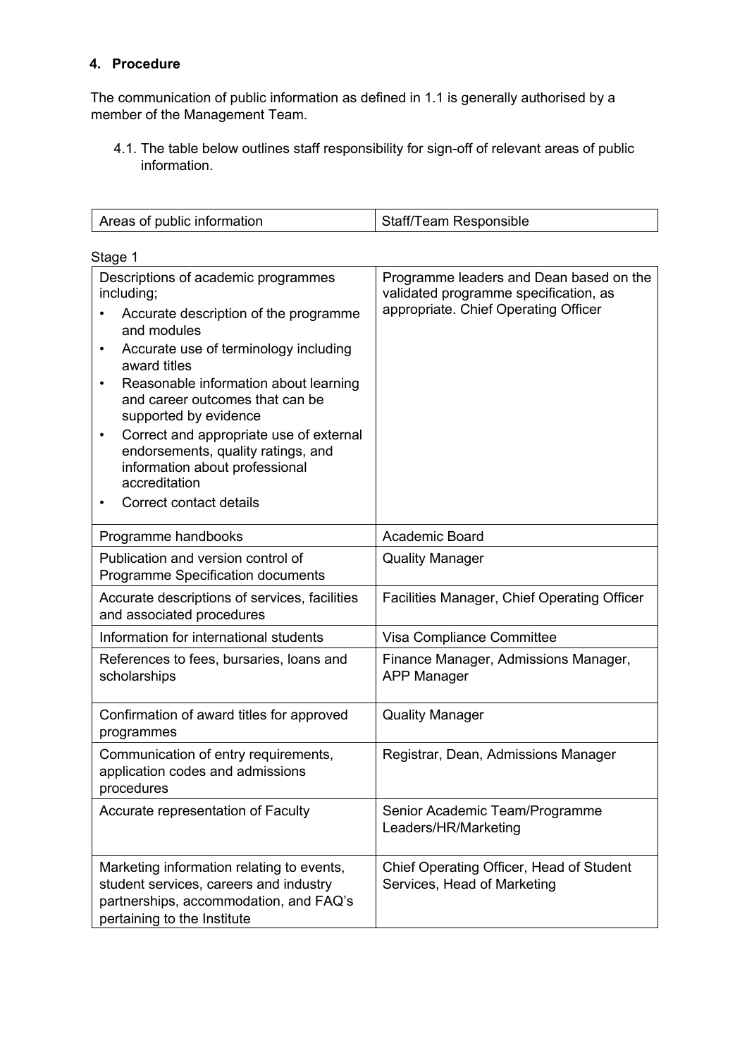## 4. Procedure

The communication of public information as defined in 1.1 is generally authorised by a member of the Management Team.

4.1. The table below outlines staff responsibility for sign-off of relevant areas of public information.

| Areas of public information | Staff/Team Responsible |
|---|---|

Stage 1

| | |
|---|---|
| Descriptions of academic programmes including;<br>• Accurate description of the programme and modules<br>• Accurate use of terminology including award titles<br>• Reasonable information about learning and career outcomes that can be supported by evidence<br>• Correct and appropriate use of external endorsements, quality ratings, and information about professional accreditation<br>• Correct contact details | Programme leaders and Dean based on the validated programme specification, as appropriate. Chief Operating Officer |
| Programme handbooks | Academic Board |
| Publication and version control of Programme Specification documents | Quality Manager |
| Accurate descriptions of services, facilities and associated procedures | Facilities Manager, Chief Operating Officer |
| Information for international students | Visa Compliance Committee |
| References to fees, bursaries, loans and scholarships | Finance Manager, Admissions Manager, APP Manager |
| Confirmation of award titles for approved programmes | Quality Manager |
| Communication of entry requirements, application codes and admissions procedures | Registrar, Dean, Admissions Manager |
| Accurate representation of Faculty | Senior Academic Team/Programme Leaders/HR/Marketing |
| Marketing information relating to events, student services, careers and industry partnerships, accommodation, and FAQ's pertaining to the Institute | Chief Operating Officer, Head of Student Services, Head of Marketing |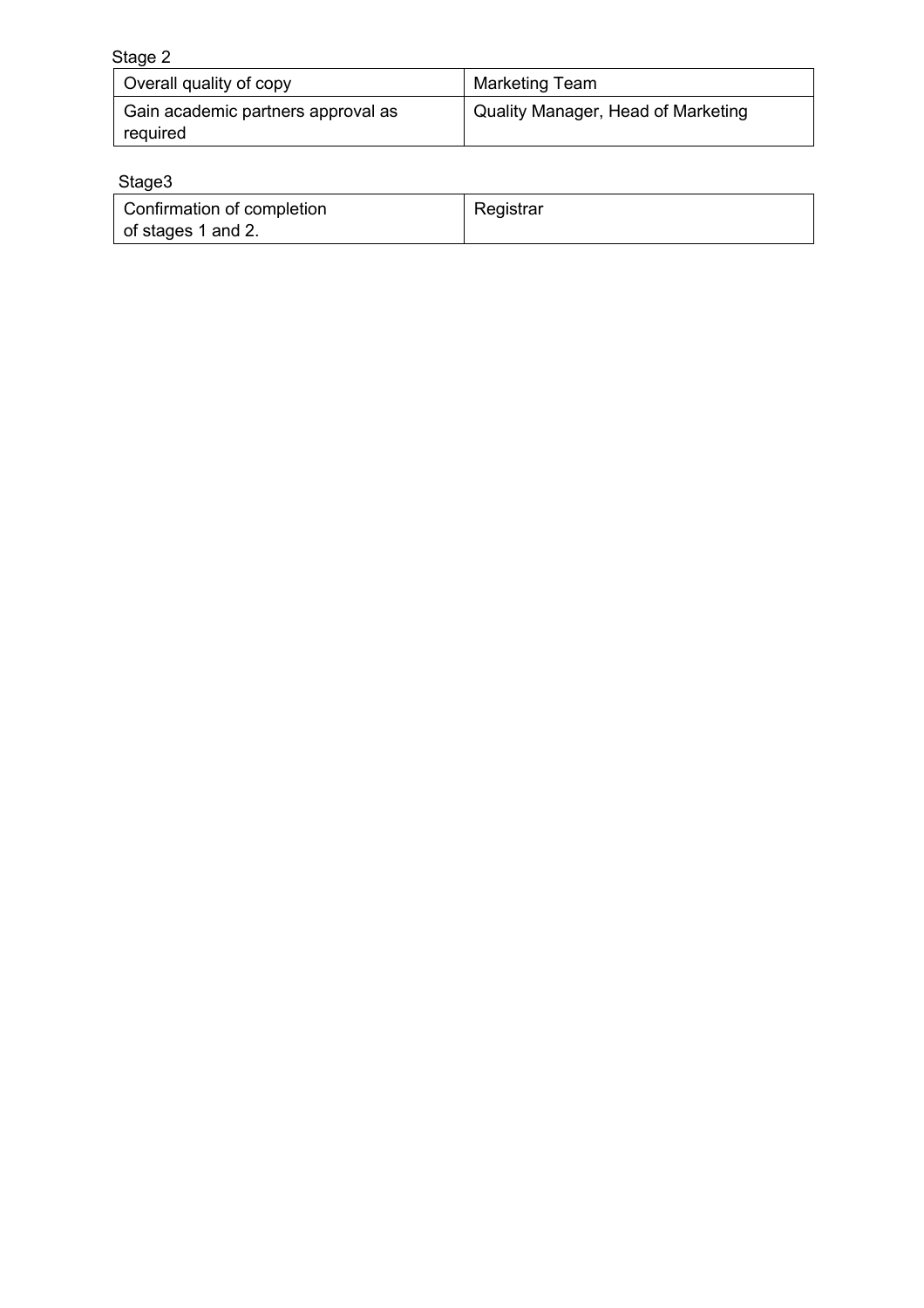Stage 2

| | |
|---|---|
| Overall quality of copy | Marketing Team |
| Gain academic partners approval as required | Quality Manager, Head of Marketing |

Stage3

| | |
|---|---|
| Confirmation of completion of stages 1 and 2. | Registrar |